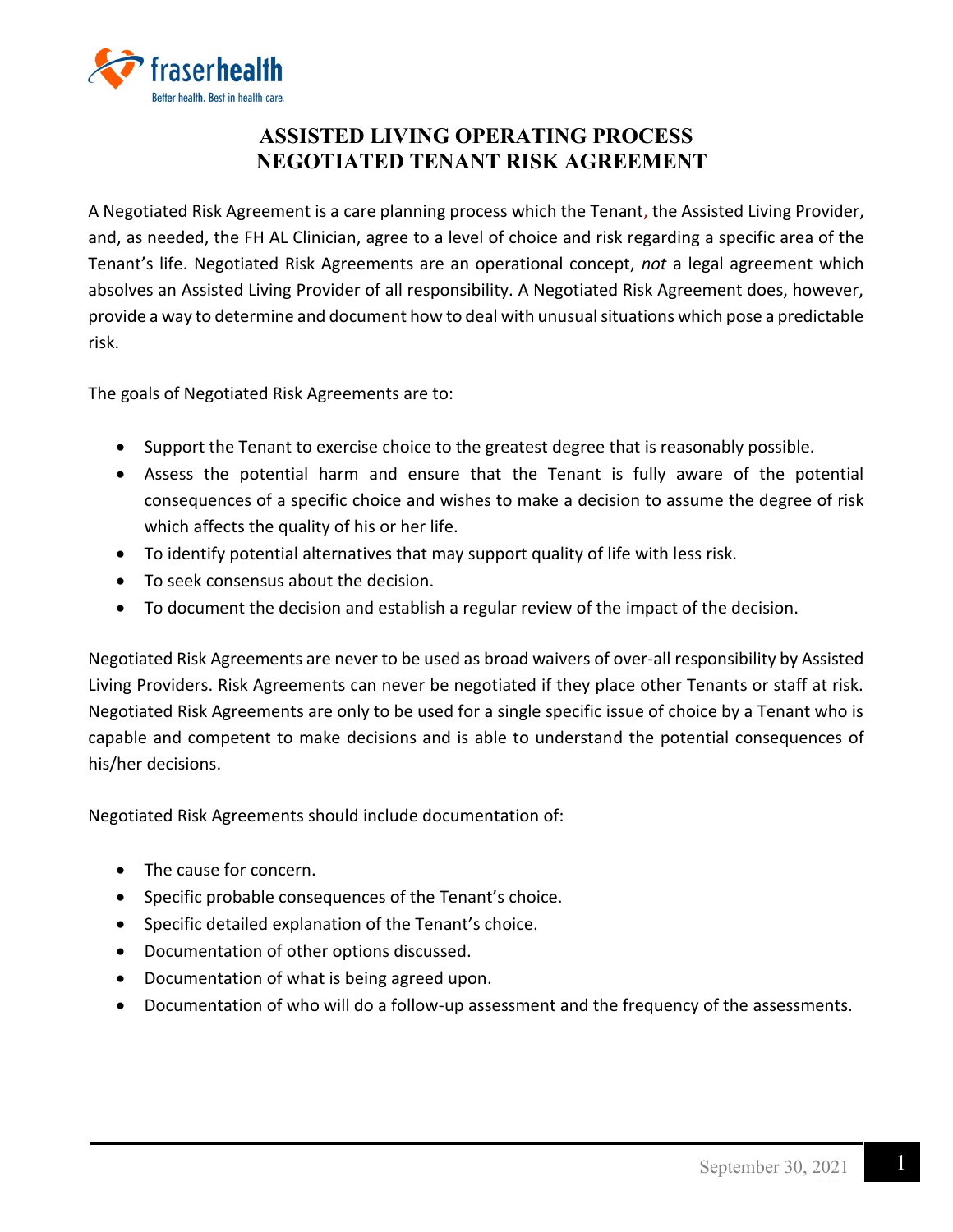# ASSISTED LIVING OPERATING PROCESS
# NEGOTIATED TENANT RISK AGREEMENT

A Negotiated Risk Agreement is a care planning process which the Tenant, the Assisted Living Provider, and, as needed, the FH AL Clinician, agree to a level of choice and risk regarding a specific area of the Tenant's life. Negotiated Risk Agreements are an operational concept, *not* a legal agreement which absolves an Assisted Living Provider of all responsibility. A Negotiated Risk Agreement does, however, provide a way to determine and document how to deal with unusual situations which pose a predictable risk.

The goals of Negotiated Risk Agreements are to:

- Support the Tenant to exercise choice to the greatest degree that is reasonably possible.
- Assess the potential harm and ensure that the Tenant is fully aware of the potential consequences of a specific choice and wishes to make a decision to assume the degree of risk which affects the quality of his or her life.
- To identify potential alternatives that may support quality of life with less risk.
- To seek consensus about the decision.
- To document the decision and establish a regular review of the impact of the decision.

Negotiated Risk Agreements are never to be used as broad waivers of over-all responsibility by Assisted Living Providers. Risk Agreements can never be negotiated if they place other Tenants or staff at risk. Negotiated Risk Agreements are only to be used for a single specific issue of choice by a Tenant who is capable and competent to make decisions and is able to understand the potential consequences of his/her decisions.

Negotiated Risk Agreements should include documentation of:

- The cause for concern.
- Specific probable consequences of the Tenant's choice.
- Specific detailed explanation of the Tenant's choice.
- Documentation of other options discussed.
- Documentation of what is being agreed upon.
- Documentation of who will do a follow-up assessment and the frequency of the assessments.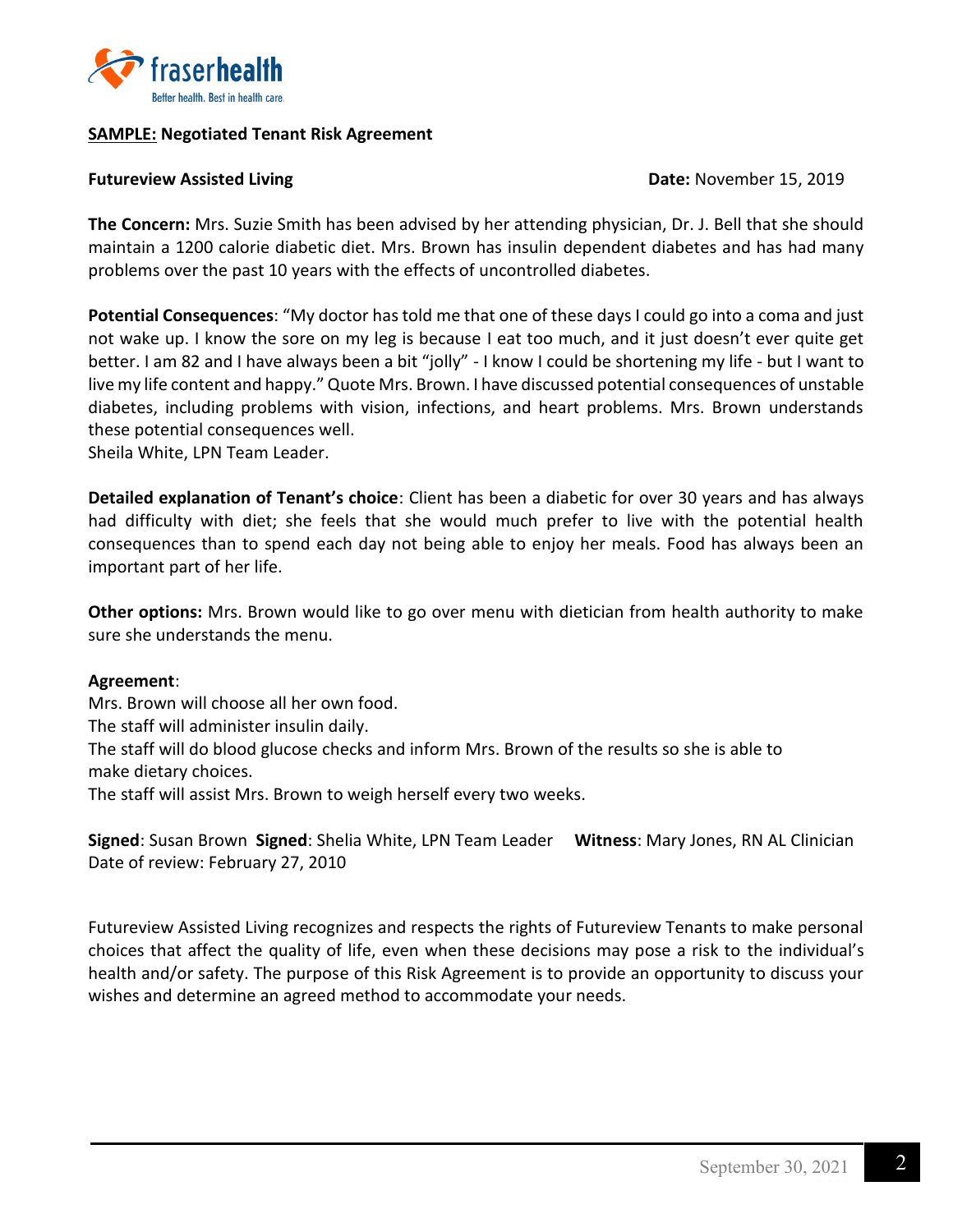**SAMPLE: Negotiated Tenant Risk Agreement**

**Futureview Assisted Living** **Date:** November 15, 2019

**The Concern:** Mrs. Suzie Smith has been advised by her attending physician, Dr. J. Bell that she should maintain a 1200 calorie diabetic diet. Mrs. Brown has insulin dependent diabetes and has had many problems over the past 10 years with the effects of uncontrolled diabetes.

**Potential Consequences**: "My doctor has told me that one of these days I could go into a coma and just not wake up. I know the sore on my leg is because I eat too much, and it just doesn't ever quite get better. I am 82 and I have always been a bit "jolly" - I know I could be shortening my life - but I want to live my life content and happy." Quote Mrs. Brown. I have discussed potential consequences of unstable diabetes, including problems with vision, infections, and heart problems. Mrs. Brown understands these potential consequences well.
Sheila White, LPN Team Leader.

**Detailed explanation of Tenant's choice**: Client has been a diabetic for over 30 years and has always had difficulty with diet; she feels that she would much prefer to live with the potential health consequences than to spend each day not being able to enjoy her meals. Food has always been an important part of her life.

**Other options:** Mrs. Brown would like to go over menu with dietician from health authority to make sure she understands the menu.

**Agreement**:
Mrs. Brown will choose all her own food.
The staff will administer insulin daily.
The staff will do blood glucose checks and inform Mrs. Brown of the results so she is able to make dietary choices.
The staff will assist Mrs. Brown to weigh herself every two weeks.

**Signed**: Susan Brown **Signed**: Shelia White, LPN Team Leader **Witness**: Mary Jones, RN AL Clinician
Date of review: February 27, 2010

Futureview Assisted Living recognizes and respects the rights of Futureview Tenants to make personal choices that affect the quality of life, even when these decisions may pose a risk to the individual's health and/or safety. The purpose of this Risk Agreement is to provide an opportunity to discuss your wishes and determine an agreed method to accommodate your needs.